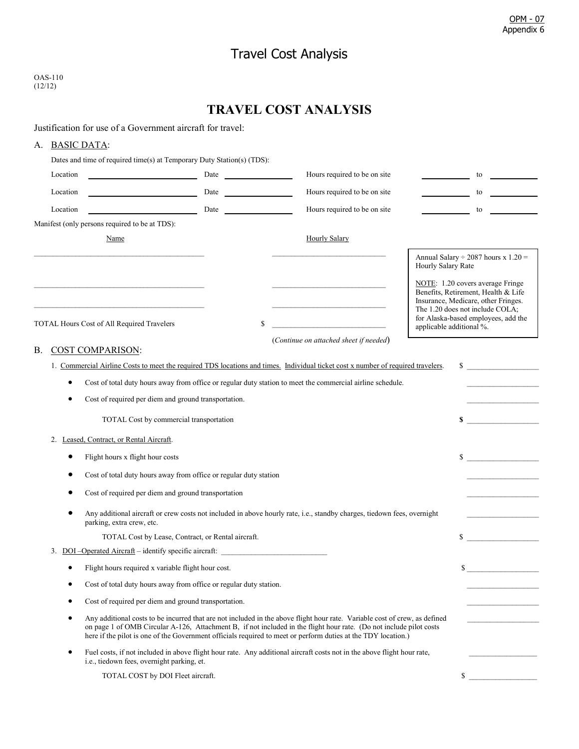OPM - 07
Appendix 6

# Travel Cost Analysis

OAS-110
(12/12)

## TRAVEL COST ANALYSIS

Justification for use of a Government aircraft for travel:

A. BASIC DATA:

Dates and time of required time(s) at Temporary Duty Station(s) (TDS):

Location ____________ Date ____________ Hours required to be on site ________ to ________

Location ____________ Date ____________ Hours required to be on site ________ to ________

Location ____________ Date ____________ Hours required to be on site ________ to ________

Manifest (only persons required to be at TDS):

| Name | Hourly Salary |
|---|---|
| ____________________ | ____________________ |
| ____________________ | ____________________ |
| ____________________ | ____________________ |

TOTAL Hours Cost of All Required Travelers $ ____________________

(*Continue on attached sheet if needed*)

> Annual Salary ÷ 2087 hours x 1.20 = Hourly Salary Rate
>
> NOTE: 1.20 covers average Fringe Benefits, Retirement, Health & Life Insurance, Medicare, other Fringes. The 1.20 does not include COLA; for Alaska-based employees, add the applicable additional %.

B. COST COMPARISON:

1. Commercial Airline Costs to meet the required TDS locations and times. Individual ticket cost x number of required travelers. $ ____________
   - Cost of total duty hours away from office or regular duty station to meet the commercial airline schedule. ____________
   - Cost of required per diem and ground transportation. ____________

   TOTAL Cost by commercial transportation **$** ____________

2. Leased, Contract, or Rental Aircraft.
   - Flight hours x flight hour costs $ ____________
   - Cost of total duty hours away from office or regular duty station ____________
   - Cost of required per diem and ground transportation ____________
   - Any additional aircraft or crew costs not included in above hourly rate, i.e., standby charges, tiedown fees, overnight parking, extra crew, etc. ____________

   TOTAL Cost by Lease, Contract, or Rental aircraft. $ ____________

3. DOI –Operated Aircraft – identify specific aircraft: ____________________
   - Flight hours required x variable flight hour cost. $ ____________
   - Cost of total duty hours away from office or regular duty station. ____________
   - Cost of required per diem and ground transportation. ____________
   - Any additional costs to be incurred that are not included in the above flight hour rate. Variable cost of crew, as defined on page 1 of OMB Circular A-126, Attachment B, if not included in the flight hour rate. (Do not include pilot costs here if the pilot is one of the Government officials required to meet or perform duties at the TDY location.) ____________
   - Fuel costs, if not included in above flight hour rate. Any additional aircraft costs not in the above flight hour rate, i.e., tiedown fees, overnight parking, et. ____________

   TOTAL COST by DOI Fleet aircraft. $ ____________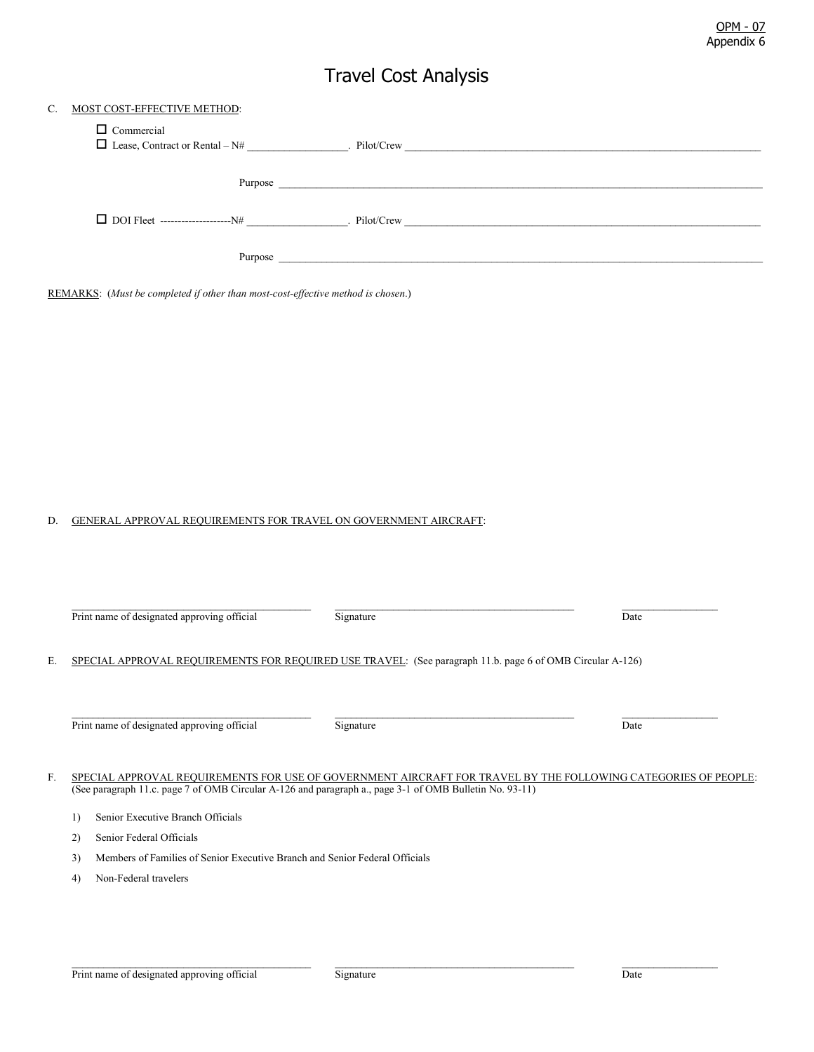OPM - 07
Appendix 6

# Travel Cost Analysis

C. MOST COST-EFFECTIVE METHOD:

☐ Commercial
☐ Lease, Contract or Rental – N# __________________. Pilot/Crew ______________________________________________

Purpose ______________________________________________________________________________

☐ DOI Fleet --------------------N# __________________. Pilot/Crew ______________________________________________

Purpose ______________________________________________________________________________

REMARKS: (*Must be completed if other than most-cost-effective method is chosen*.)

D. GENERAL APPROVAL REQUIREMENTS FOR TRAVEL ON GOVERNMENT AIRCRAFT:

_____________________________________ _____________________________________ _______________
Print name of designated approving official Signature Date

E. SPECIAL APPROVAL REQUIREMENTS FOR REQUIRED USE TRAVEL: (See paragraph 11.b. page 6 of OMB Circular A-126)

_____________________________________ _____________________________________ _______________
Print name of designated approving official Signature Date

F. SPECIAL APPROVAL REQUIREMENTS FOR USE OF GOVERNMENT AIRCRAFT FOR TRAVEL BY THE FOLLOWING CATEGORIES OF PEOPLE: (See paragraph 11.c. page 7 of OMB Circular A-126 and paragraph a., page 3-1 of OMB Bulletin No. 93-11)

1) Senior Executive Branch Officials
2) Senior Federal Officials
3) Members of Families of Senior Executive Branch and Senior Federal Officials
4) Non-Federal travelers

_____________________________________ _____________________________________ _______________
Print name of designated approving official Signature Date